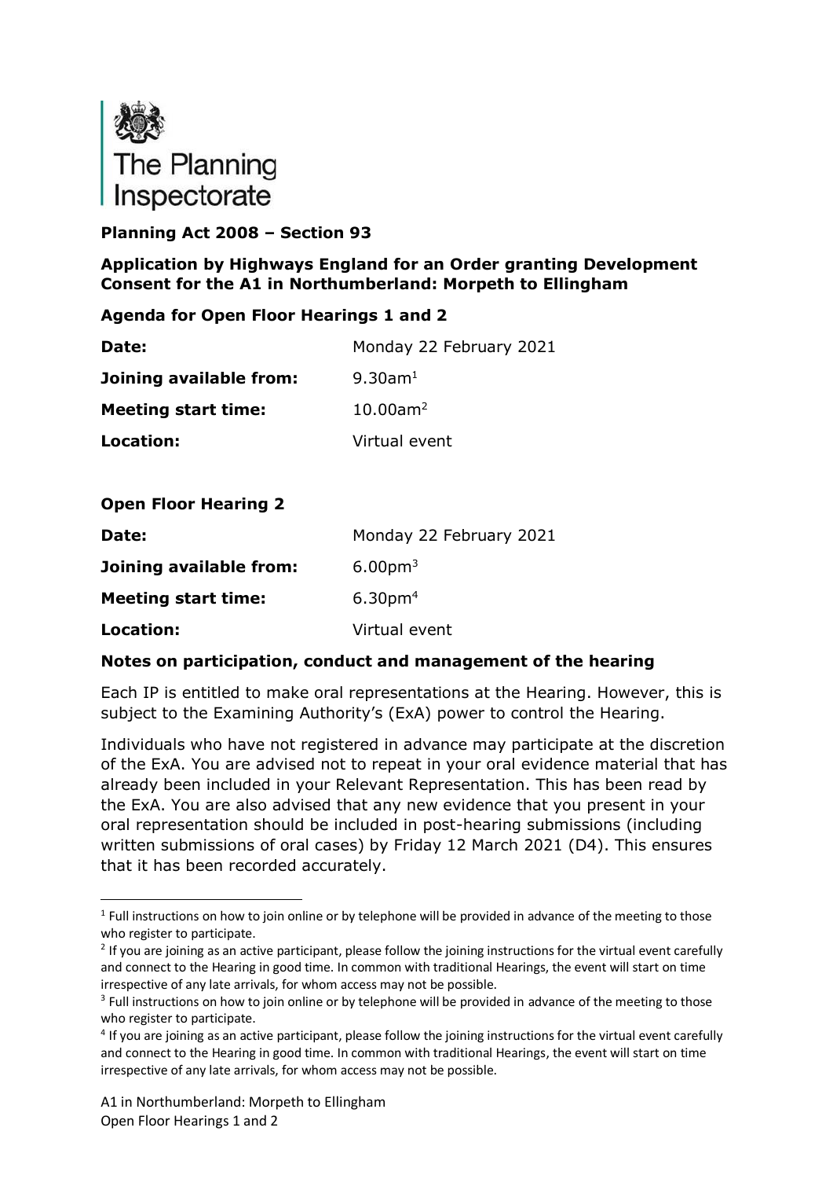**Planning Act 2008 – Section 93**

**Application by Highways England for an Order granting Development Consent for the A1 in Northumberland: Morpeth to Ellingham**

**Agenda for Open Floor Hearings 1 and 2**

| | |
|---|---|
| **Date:** | Monday 22 February 2021 |
| **Joining available from:** | 9.30am[1] |
| **Meeting start time:** | 10.00am[2] |
| **Location:** | Virtual event |

**Open Floor Hearing 2**

| | |
|---|---|
| **Date:** | Monday 22 February 2021 |
| **Joining available from:** | 6.00pm[3] |
| **Meeting start time:** | 6.30pm[4] |
| **Location:** | Virtual event |

**Notes on participation, conduct and management of the hearing**

Each IP is entitled to make oral representations at the Hearing. However, this is subject to the Examining Authority's (ExA) power to control the Hearing.

Individuals who have not registered in advance may participate at the discretion of the ExA. You are advised not to repeat in your oral evidence material that has already been included in your Relevant Representation. This has been read by the ExA. You are also advised that any new evidence that you present in your oral representation should be included in post-hearing submissions (including written submissions of oral cases) by Friday 12 March 2021 (D4). This ensures that it has been recorded accurately.

---

[1] Full instructions on how to join online or by telephone will be provided in advance of the meeting to those who register to participate.

[2] If you are joining as an active participant, please follow the joining instructions for the virtual event carefully and connect to the Hearing in good time. In common with traditional Hearings, the event will start on time irrespective of any late arrivals, for whom access may not be possible.

[3] Full instructions on how to join online or by telephone will be provided in advance of the meeting to those who register to participate.

[4] If you are joining as an active participant, please follow the joining instructions for the virtual event carefully and connect to the Hearing in good time. In common with traditional Hearings, the event will start on time irrespective of any late arrivals, for whom access may not be possible.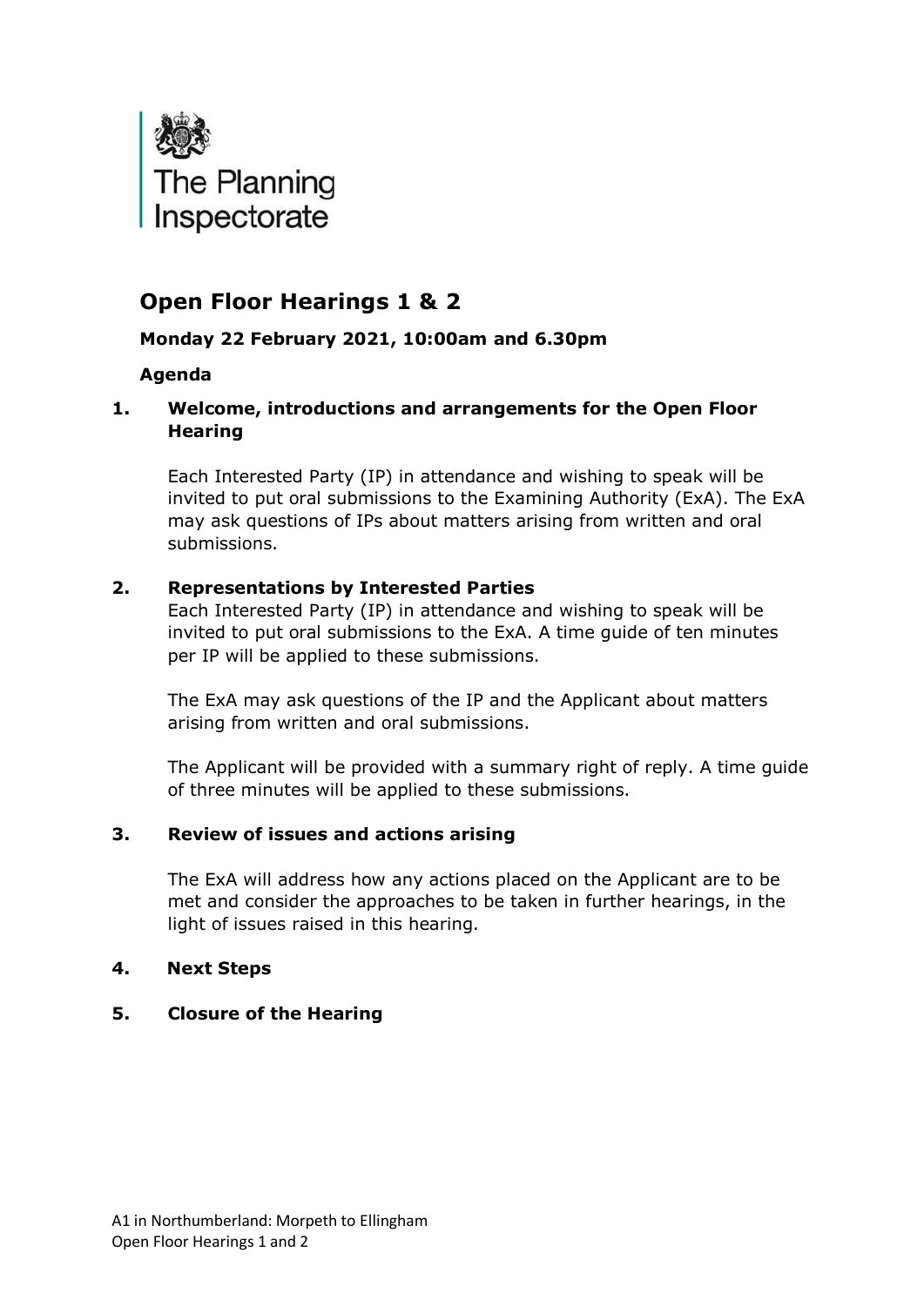The Planning Inspectorate

# Open Floor Hearings 1 & 2

**Monday 22 February 2021, 10:00am and 6.30pm**

**Agenda**

## 1. Welcome, introductions and arrangements for the Open Floor Hearing

Each Interested Party (IP) in attendance and wishing to speak will be invited to put oral submissions to the Examining Authority (ExA). The ExA may ask questions of IPs about matters arising from written and oral submissions.

## 2. Representations by Interested Parties

Each Interested Party (IP) in attendance and wishing to speak will be invited to put oral submissions to the ExA. A time guide of ten minutes per IP will be applied to these submissions.

The ExA may ask questions of the IP and the Applicant about matters arising from written and oral submissions.

The Applicant will be provided with a summary right of reply. A time guide of three minutes will be applied to these submissions.

## 3. Review of issues and actions arising

The ExA will address how any actions placed on the Applicant are to be met and consider the approaches to be taken in further hearings, in the light of issues raised in this hearing.

## 4. Next Steps

## 5. Closure of the Hearing